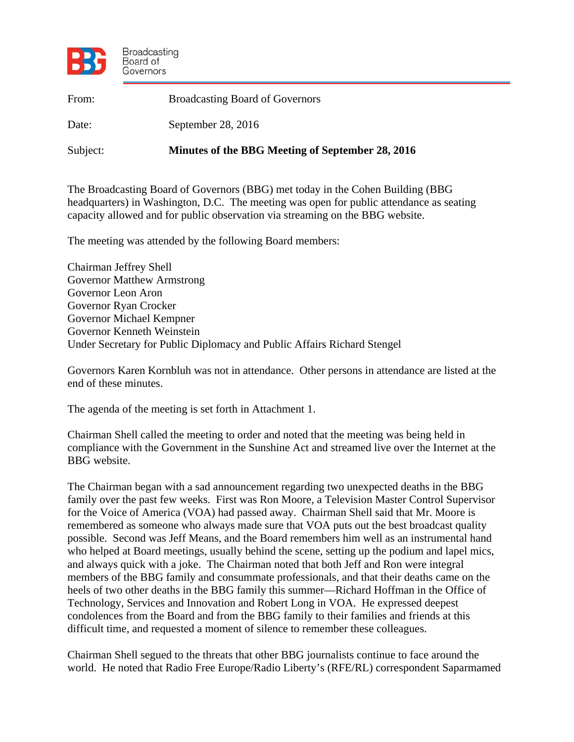Broadcasting Board of Governors

| | |
|---|---|
| From: | Broadcasting Board of Governors |
| Date: | September 28, 2016 |
| Subject: | **Minutes of the BBG Meeting of September 28, 2016** |

The Broadcasting Board of Governors (BBG) met today in the Cohen Building (BBG headquarters) in Washington, D.C. The meeting was open for public attendance as seating capacity allowed and for public observation via streaming on the BBG website.

The meeting was attended by the following Board members:

Chairman Jeffrey Shell
Governor Matthew Armstrong
Governor Leon Aron
Governor Ryan Crocker
Governor Michael Kempner
Governor Kenneth Weinstein
Under Secretary for Public Diplomacy and Public Affairs Richard Stengel

Governors Karen Kornbluh was not in attendance. Other persons in attendance are listed at the end of these minutes.

The agenda of the meeting is set forth in Attachment 1.

Chairman Shell called the meeting to order and noted that the meeting was being held in compliance with the Government in the Sunshine Act and streamed live over the Internet at the BBG website.

The Chairman began with a sad announcement regarding two unexpected deaths in the BBG family over the past few weeks. First was Ron Moore, a Television Master Control Supervisor for the Voice of America (VOA) had passed away. Chairman Shell said that Mr. Moore is remembered as someone who always made sure that VOA puts out the best broadcast quality possible. Second was Jeff Means, and the Board remembers him well as an instrumental hand who helped at Board meetings, usually behind the scene, setting up the podium and lapel mics, and always quick with a joke. The Chairman noted that both Jeff and Ron were integral members of the BBG family and consummate professionals, and that their deaths came on the heels of two other deaths in the BBG family this summer—Richard Hoffman in the Office of Technology, Services and Innovation and Robert Long in VOA. He expressed deepest condolences from the Board and from the BBG family to their families and friends at this difficult time, and requested a moment of silence to remember these colleagues.

Chairman Shell segued to the threats that other BBG journalists continue to face around the world. He noted that Radio Free Europe/Radio Liberty's (RFE/RL) correspondent Saparmamed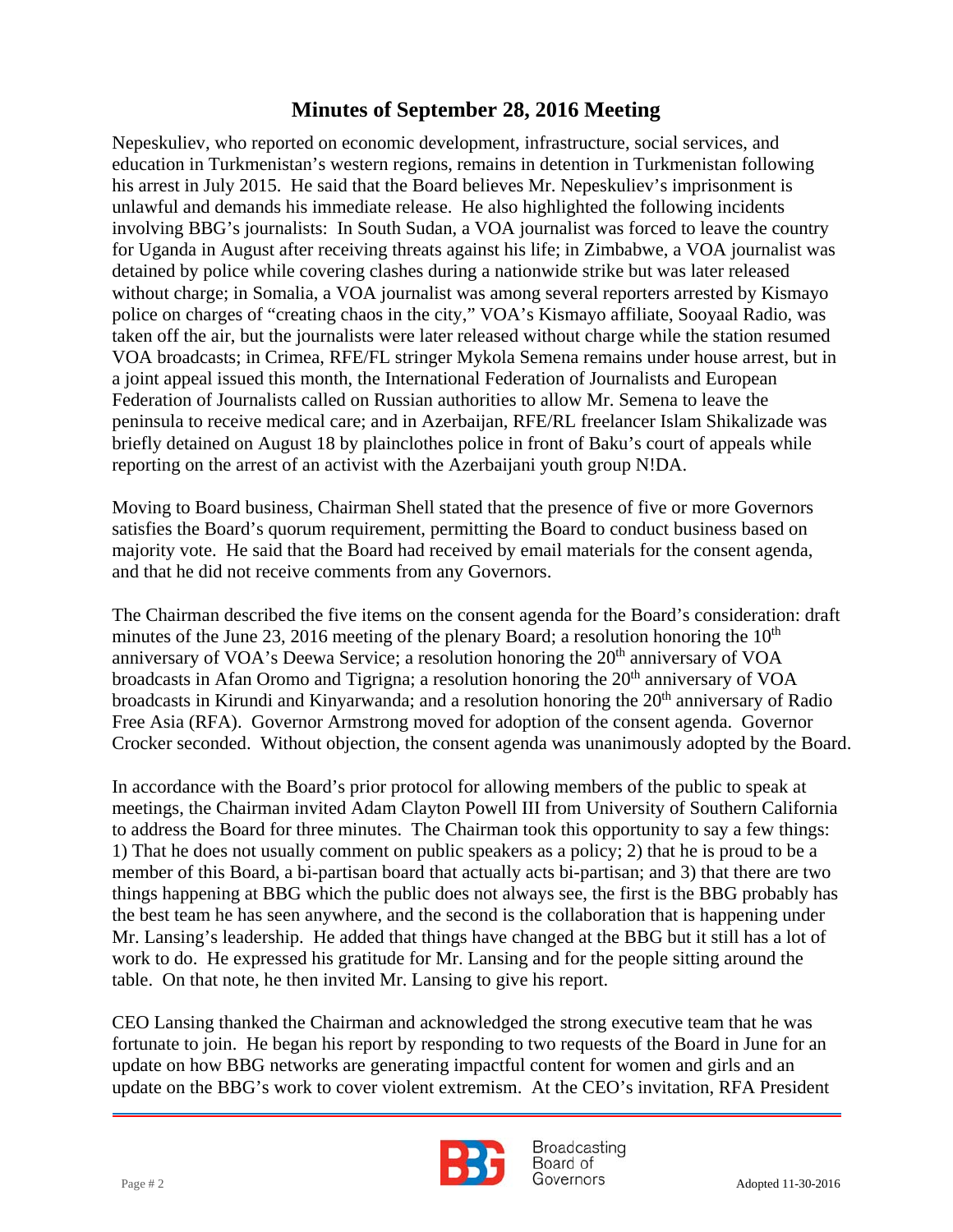Nepeskuliev, who reported on economic development, infrastructure, social services, and education in Turkmenistan's western regions, remains in detention in Turkmenistan following his arrest in July 2015. He said that the Board believes Mr. Nepeskuliev's imprisonment is unlawful and demands his immediate release. He also highlighted the following incidents involving BBG's journalists: In South Sudan, a VOA journalist was forced to leave the country for Uganda in August after receiving threats against his life; in Zimbabwe, a VOA journalist was detained by police while covering clashes during a nationwide strike but was later released without charge; in Somalia, a VOA journalist was among several reporters arrested by Kismayo police on charges of "creating chaos in the city," VOA's Kismayo affiliate, Sooyaal Radio, was taken off the air, but the journalists were later released without charge while the station resumed VOA broadcasts; in Crimea, RFE/FL stringer Mykola Semena remains under house arrest, but in a joint appeal issued this month, the International Federation of Journalists and European Federation of Journalists called on Russian authorities to allow Mr. Semena to leave the peninsula to receive medical care; and in Azerbaijan, RFE/RL freelancer Islam Shikalizade was briefly detained on August 18 by plainclothes police in front of Baku's court of appeals while reporting on the arrest of an activist with the Azerbaijani youth group N!DA.

Moving to Board business, Chairman Shell stated that the presence of five or more Governors satisfies the Board's quorum requirement, permitting the Board to conduct business based on majority vote. He said that the Board had received by email materials for the consent agenda, and that he did not receive comments from any Governors.

The Chairman described the five items on the consent agenda for the Board's consideration: draft minutes of the June 23, 2016 meeting of the plenary Board; a resolution honoring the 10th anniversary of VOA's Deewa Service; a resolution honoring the 20th anniversary of VOA broadcasts in Afan Oromo and Tigrigna; a resolution honoring the 20th anniversary of VOA broadcasts in Kirundi and Kinyarwanda; and a resolution honoring the 20th anniversary of Radio Free Asia (RFA). Governor Armstrong moved for adoption of the consent agenda. Governor Crocker seconded. Without objection, the consent agenda was unanimously adopted by the Board.

In accordance with the Board's prior protocol for allowing members of the public to speak at meetings, the Chairman invited Adam Clayton Powell III from University of Southern California to address the Board for three minutes. The Chairman took this opportunity to say a few things: 1) That he does not usually comment on public speakers as a policy; 2) that he is proud to be a member of this Board, a bi-partisan board that actually acts bi-partisan; and 3) that there are two things happening at BBG which the public does not always see, the first is the BBG probably has the best team he has seen anywhere, and the second is the collaboration that is happening under Mr. Lansing's leadership. He added that things have changed at the BBG but it still has a lot of work to do. He expressed his gratitude for Mr. Lansing and for the people sitting around the table. On that note, he then invited Mr. Lansing to give his report.

CEO Lansing thanked the Chairman and acknowledged the strong executive team that he was fortunate to join. He began his report by responding to two requests of the Board in June for an update on how BBG networks are generating impactful content for women and girls and an update on the BBG's work to cover violent extremism. At the CEO's invitation, RFA President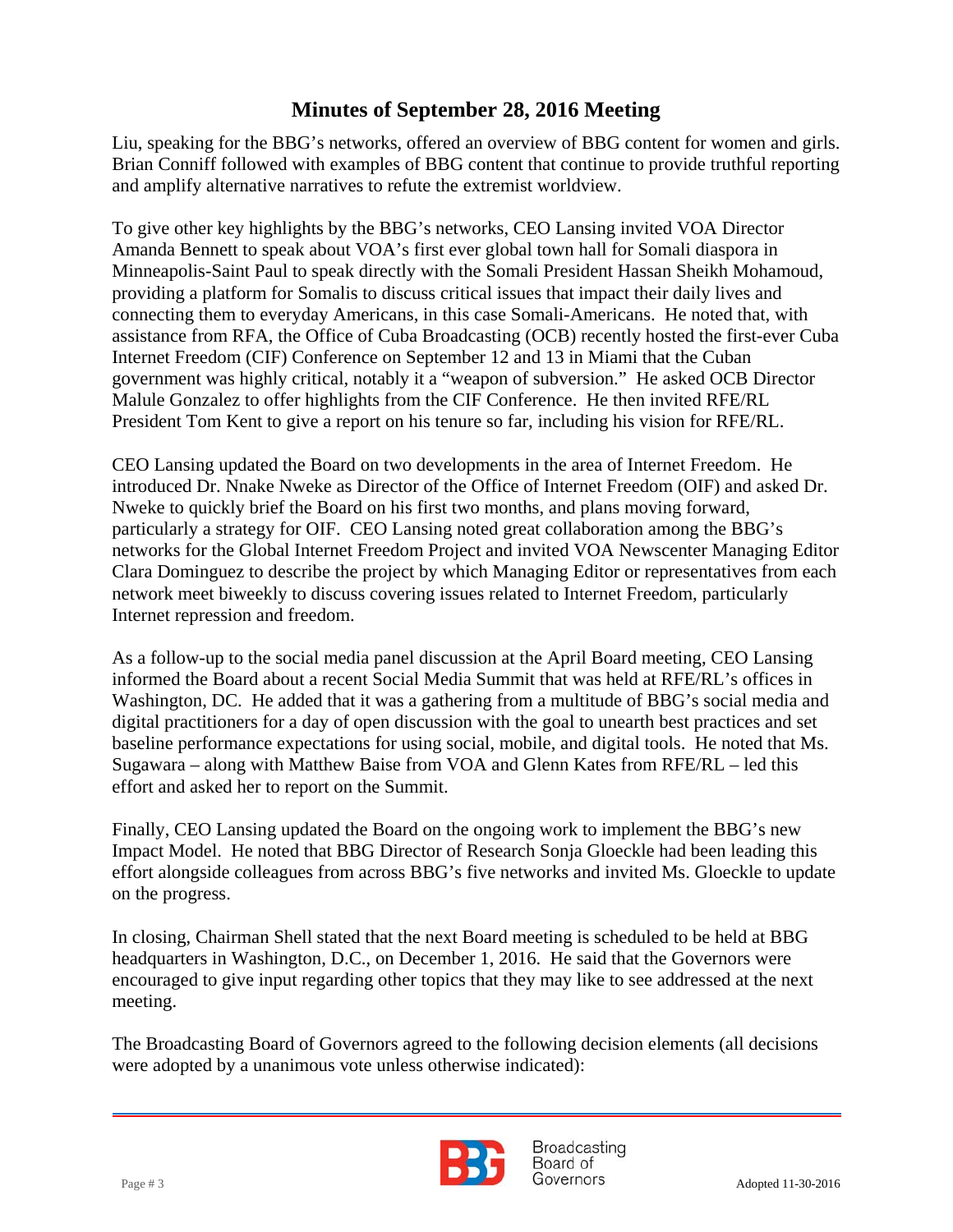Liu, speaking for the BBG's networks, offered an overview of BBG content for women and girls. Brian Conniff followed with examples of BBG content that continue to provide truthful reporting and amplify alternative narratives to refute the extremist worldview.

To give other key highlights by the BBG's networks, CEO Lansing invited VOA Director Amanda Bennett to speak about VOA's first ever global town hall for Somali diaspora in Minneapolis-Saint Paul to speak directly with the Somali President Hassan Sheikh Mohamoud, providing a platform for Somalis to discuss critical issues that impact their daily lives and connecting them to everyday Americans, in this case Somali-Americans. He noted that, with assistance from RFA, the Office of Cuba Broadcasting (OCB) recently hosted the first-ever Cuba Internet Freedom (CIF) Conference on September 12 and 13 in Miami that the Cuban government was highly critical, notably it a "weapon of subversion." He asked OCB Director Malule Gonzalez to offer highlights from the CIF Conference. He then invited RFE/RL President Tom Kent to give a report on his tenure so far, including his vision for RFE/RL.

CEO Lansing updated the Board on two developments in the area of Internet Freedom. He introduced Dr. Nnake Nweke as Director of the Office of Internet Freedom (OIF) and asked Dr. Nweke to quickly brief the Board on his first two months, and plans moving forward, particularly a strategy for OIF. CEO Lansing noted great collaboration among the BBG's networks for the Global Internet Freedom Project and invited VOA Newscenter Managing Editor Clara Dominguez to describe the project by which Managing Editor or representatives from each network meet biweekly to discuss covering issues related to Internet Freedom, particularly Internet repression and freedom.

As a follow-up to the social media panel discussion at the April Board meeting, CEO Lansing informed the Board about a recent Social Media Summit that was held at RFE/RL's offices in Washington, DC. He added that it was a gathering from a multitude of BBG's social media and digital practitioners for a day of open discussion with the goal to unearth best practices and set baseline performance expectations for using social, mobile, and digital tools. He noted that Ms. Sugawara – along with Matthew Baise from VOA and Glenn Kates from RFE/RL – led this effort and asked her to report on the Summit.

Finally, CEO Lansing updated the Board on the ongoing work to implement the BBG's new Impact Model. He noted that BBG Director of Research Sonja Gloeckle had been leading this effort alongside colleagues from across BBG's five networks and invited Ms. Gloeckle to update on the progress.

In closing, Chairman Shell stated that the next Board meeting is scheduled to be held at BBG headquarters in Washington, D.C., on December 1, 2016. He said that the Governors were encouraged to give input regarding other topics that they may like to see addressed at the next meeting.

The Broadcasting Board of Governors agreed to the following decision elements (all decisions were adopted by a unanimous vote unless otherwise indicated):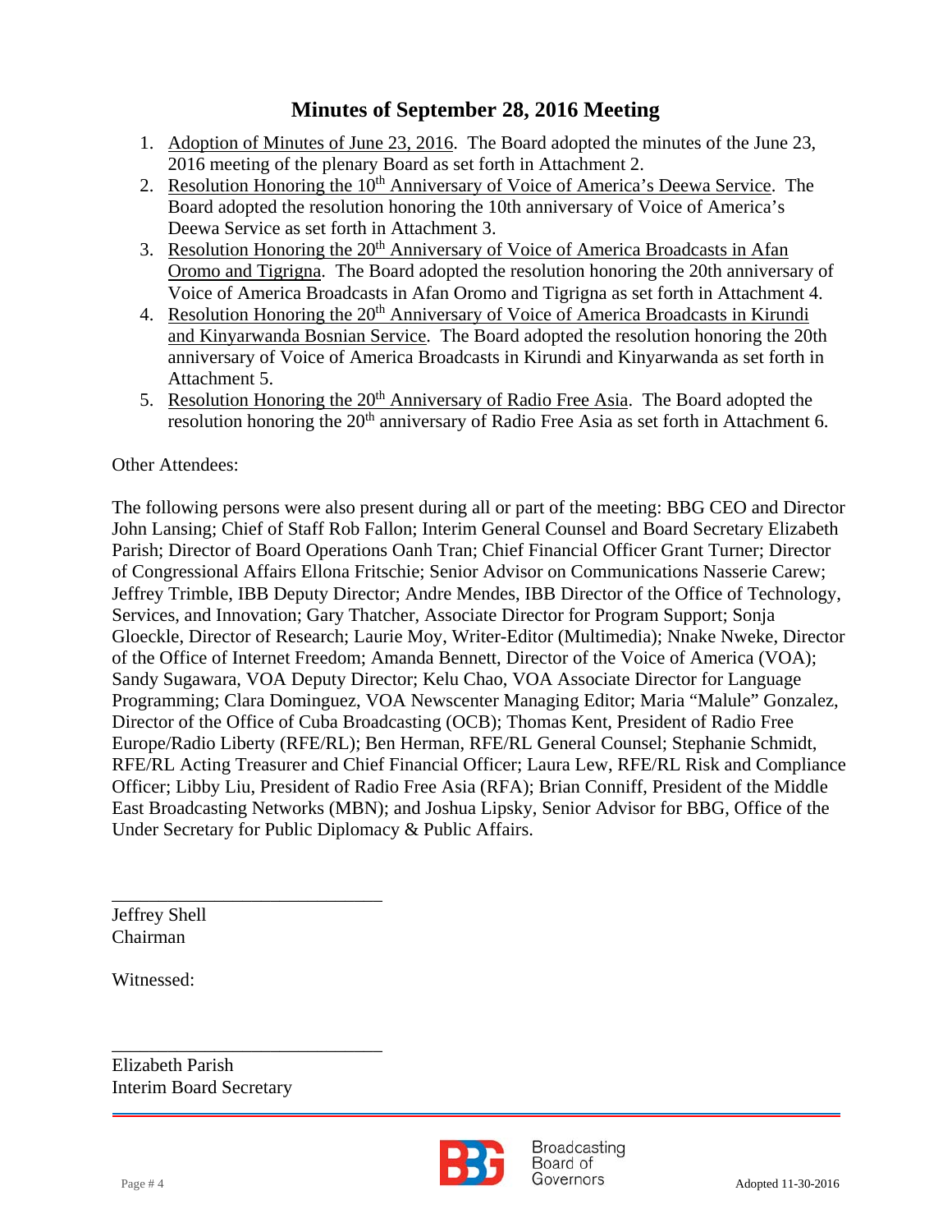## Minutes of September 28, 2016 Meeting

1. Adoption of Minutes of June 23, 2016. The Board adopted the minutes of the June 23, 2016 meeting of the plenary Board as set forth in Attachment 2.
2. Resolution Honoring the 10th Anniversary of Voice of America's Deewa Service. The Board adopted the resolution honoring the 10th anniversary of Voice of America's Deewa Service as set forth in Attachment 3.
3. Resolution Honoring the 20th Anniversary of Voice of America Broadcasts in Afan Oromo and Tigrigna. The Board adopted the resolution honoring the 20th anniversary of Voice of America Broadcasts in Afan Oromo and Tigrigna as set forth in Attachment 4.
4. Resolution Honoring the 20th Anniversary of Voice of America Broadcasts in Kirundi and Kinyarwanda Bosnian Service. The Board adopted the resolution honoring the 20th anniversary of Voice of America Broadcasts in Kirundi and Kinyarwanda as set forth in Attachment 5.
5. Resolution Honoring the 20th Anniversary of Radio Free Asia. The Board adopted the resolution honoring the 20th anniversary of Radio Free Asia as set forth in Attachment 6.

Other Attendees:

The following persons were also present during all or part of the meeting: BBG CEO and Director John Lansing; Chief of Staff Rob Fallon; Interim General Counsel and Board Secretary Elizabeth Parish; Director of Board Operations Oanh Tran; Chief Financial Officer Grant Turner; Director of Congressional Affairs Ellona Fritschie; Senior Advisor on Communications Nasserie Carew; Jeffrey Trimble, IBB Deputy Director; Andre Mendes, IBB Director of the Office of Technology, Services, and Innovation; Gary Thatcher, Associate Director for Program Support; Sonja Gloeckle, Director of Research; Laurie Moy, Writer-Editor (Multimedia); Nnake Nweke, Director of the Office of Internet Freedom; Amanda Bennett, Director of the Voice of America (VOA); Sandy Sugawara, VOA Deputy Director; Kelu Chao, VOA Associate Director for Language Programming; Clara Dominguez, VOA Newscenter Managing Editor; Maria "Malule" Gonzalez, Director of the Office of Cuba Broadcasting (OCB); Thomas Kent, President of Radio Free Europe/Radio Liberty (RFE/RL); Ben Herman, RFE/RL General Counsel; Stephanie Schmidt, RFE/RL Acting Treasurer and Chief Financial Officer; Laura Lew, RFE/RL Risk and Compliance Officer; Libby Liu, President of Radio Free Asia (RFA); Brian Conniff, President of the Middle East Broadcasting Networks (MBN); and Joshua Lipsky, Senior Advisor for BBG, Office of the Under Secretary for Public Diplomacy & Public Affairs.

\_\_\_\_\_\_\_\_\_\_\_\_\_\_\_\_\_\_\_\_\_\_\_\_\_\_\_\_\_\_

Jeffrey Shell
Chairman

Witnessed:

\_\_\_\_\_\_\_\_\_\_\_\_\_\_\_\_\_\_\_\_\_\_\_\_\_\_\_\_\_\_

Elizabeth Parish
Interim Board Secretary

Adopted 11-30-2016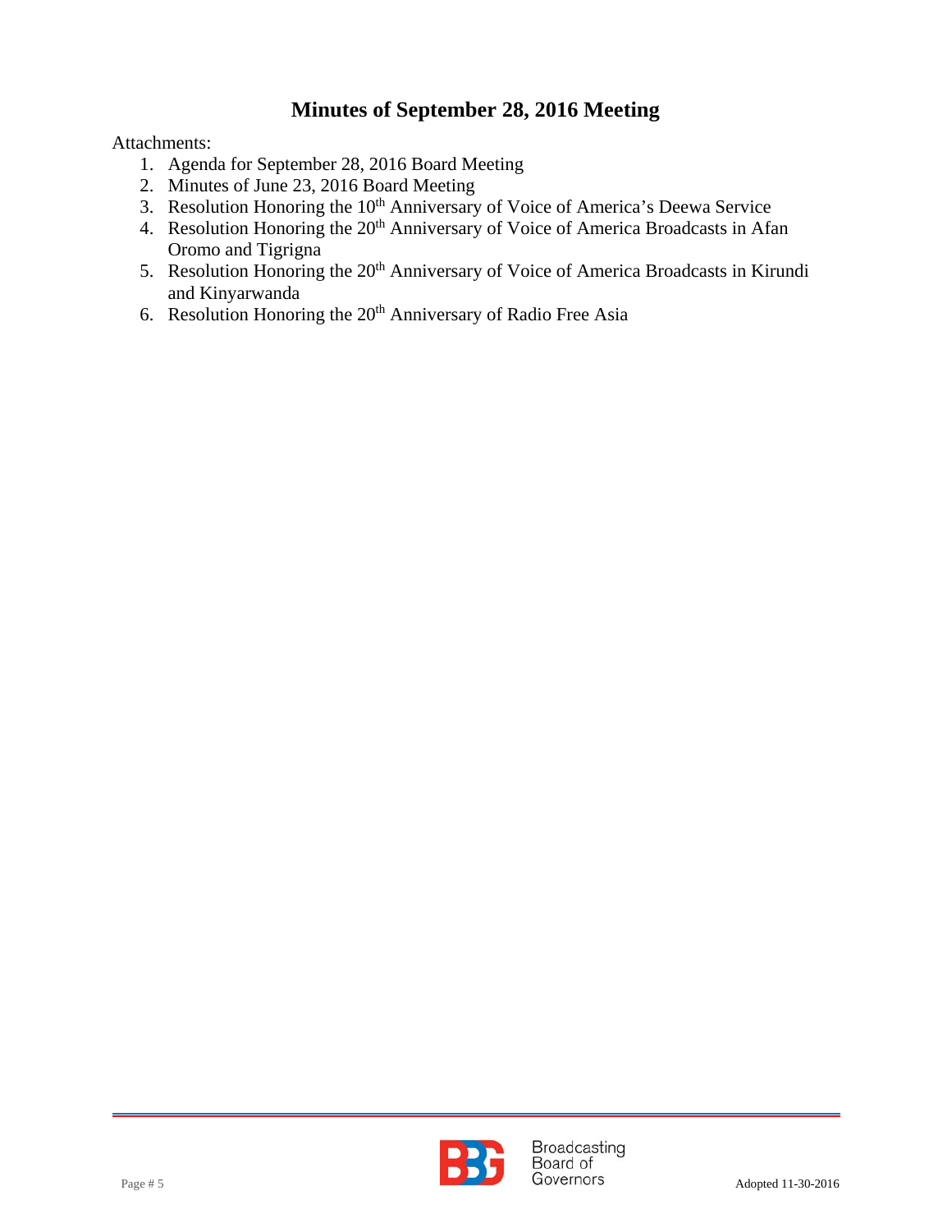## Minutes of September 28, 2016 Meeting

Attachments:

1. Agenda for September 28, 2016 Board Meeting
2. Minutes of June 23, 2016 Board Meeting
3. Resolution Honoring the 10th Anniversary of Voice of America's Deewa Service
4. Resolution Honoring the 20th Anniversary of Voice of America Broadcasts in Afan Oromo and Tigrigna
5. Resolution Honoring the 20th Anniversary of Voice of America Broadcasts in Kirundi and Kinyarwanda
6. Resolution Honoring the 20th Anniversary of Radio Free Asia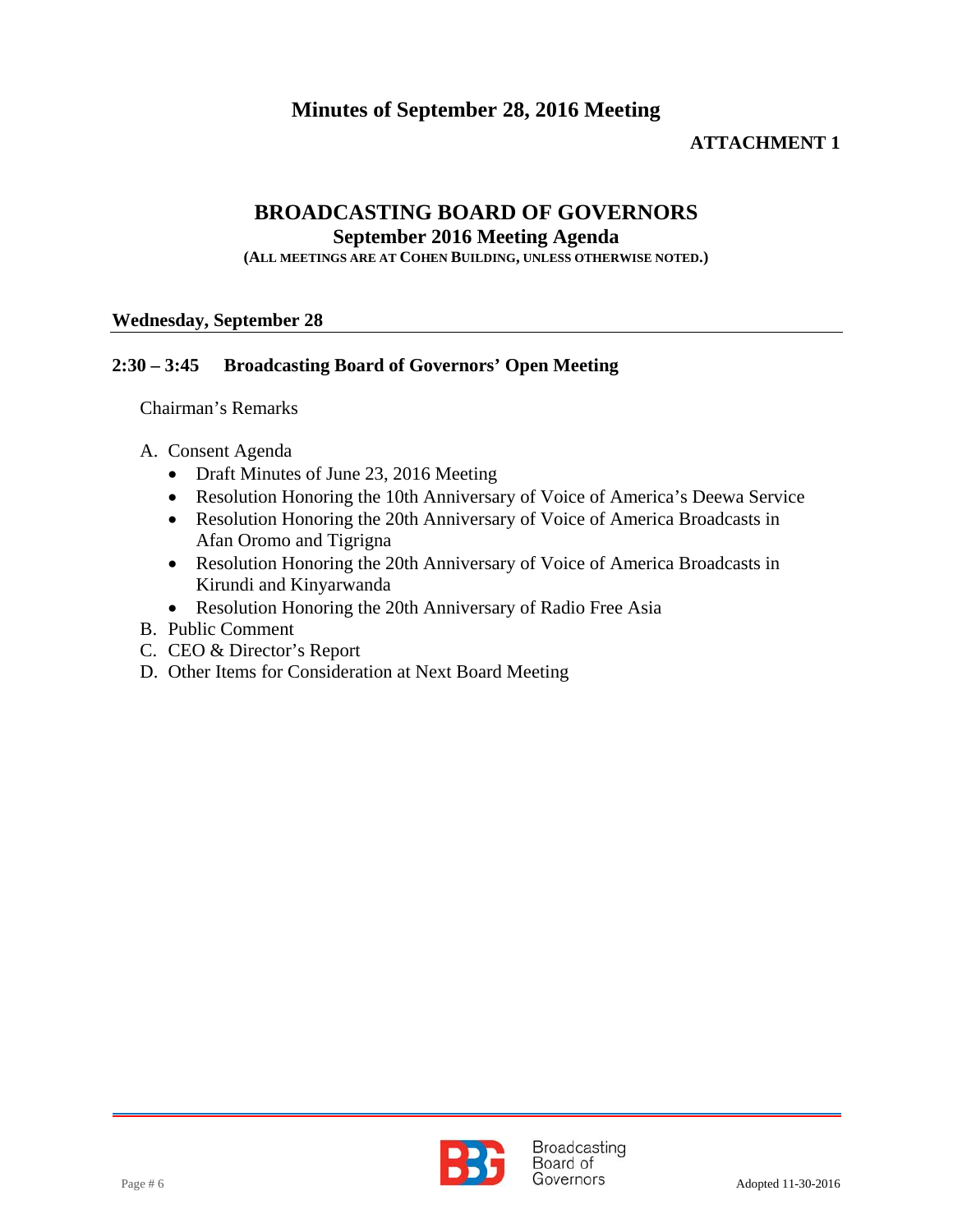# Minutes of September 28, 2016 Meeting

**ATTACHMENT 1**

## BROADCASTING BOARD OF GOVERNORS

### September 2016 Meeting Agenda

**(ALL MEETINGS ARE AT COHEN BUILDING, UNLESS OTHERWISE NOTED.)**

**Wednesday, September 28**

**2:30 – 3:45 Broadcasting Board of Governors' Open Meeting**

Chairman's Remarks

A. Consent Agenda
   - Draft Minutes of June 23, 2016 Meeting
   - Resolution Honoring the 10th Anniversary of Voice of America's Deewa Service
   - Resolution Honoring the 20th Anniversary of Voice of America Broadcasts in Afan Oromo and Tigrigna
   - Resolution Honoring the 20th Anniversary of Voice of America Broadcasts in Kirundi and Kinyarwanda
   - Resolution Honoring the 20th Anniversary of Radio Free Asia

B. Public Comment

C. CEO & Director's Report

D. Other Items for Consideration at Next Board Meeting

Adopted 11-30-2016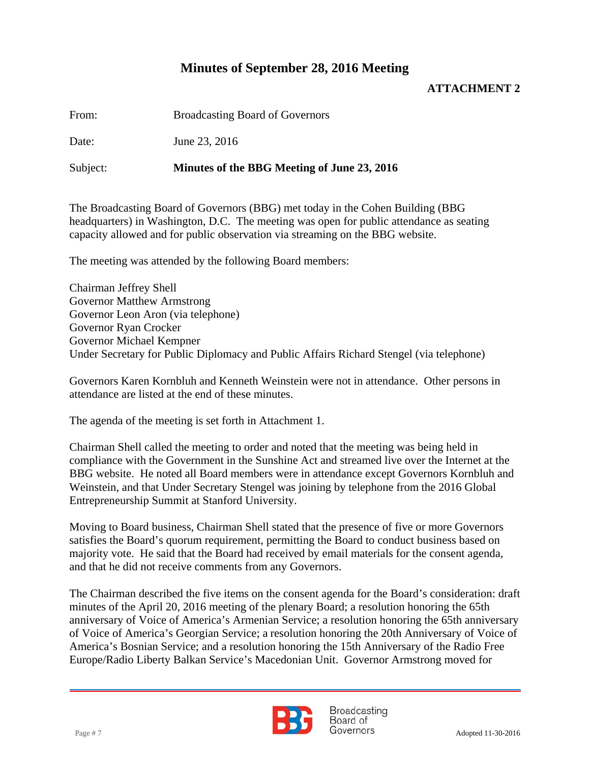## Minutes of September 28, 2016 Meeting

**ATTACHMENT 2**

From: Broadcasting Board of Governors

Date: June 23, 2016

Subject: **Minutes of the BBG Meeting of June 23, 2016**

The Broadcasting Board of Governors (BBG) met today in the Cohen Building (BBG headquarters) in Washington, D.C. The meeting was open for public attendance as seating capacity allowed and for public observation via streaming on the BBG website.

The meeting was attended by the following Board members:

Chairman Jeffrey Shell
Governor Matthew Armstrong
Governor Leon Aron (via telephone)
Governor Ryan Crocker
Governor Michael Kempner
Under Secretary for Public Diplomacy and Public Affairs Richard Stengel (via telephone)

Governors Karen Kornbluh and Kenneth Weinstein were not in attendance. Other persons in attendance are listed at the end of these minutes.

The agenda of the meeting is set forth in Attachment 1.

Chairman Shell called the meeting to order and noted that the meeting was being held in compliance with the Government in the Sunshine Act and streamed live over the Internet at the BBG website. He noted all Board members were in attendance except Governors Kornbluh and Weinstein, and that Under Secretary Stengel was joining by telephone from the 2016 Global Entrepreneurship Summit at Stanford University.

Moving to Board business, Chairman Shell stated that the presence of five or more Governors satisfies the Board's quorum requirement, permitting the Board to conduct business based on majority vote. He said that the Board had received by email materials for the consent agenda, and that he did not receive comments from any Governors.

The Chairman described the five items on the consent agenda for the Board's consideration: draft minutes of the April 20, 2016 meeting of the plenary Board; a resolution honoring the 65th anniversary of Voice of America's Armenian Service; a resolution honoring the 65th anniversary of Voice of America's Georgian Service; a resolution honoring the 20th Anniversary of Voice of America's Bosnian Service; and a resolution honoring the 15th Anniversary of the Radio Free Europe/Radio Liberty Balkan Service's Macedonian Unit. Governor Armstrong moved for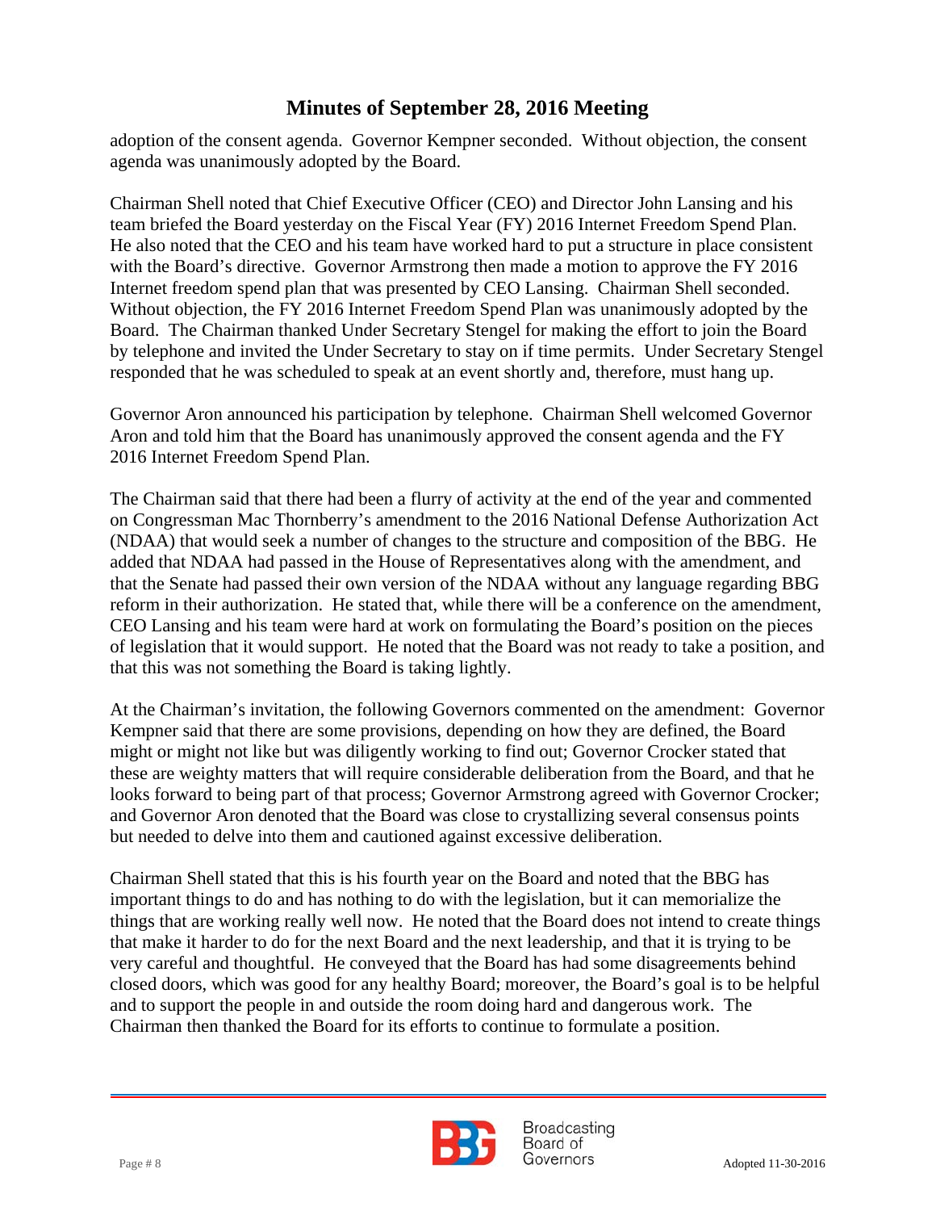adoption of the consent agenda. Governor Kempner seconded. Without objection, the consent agenda was unanimously adopted by the Board.

Chairman Shell noted that Chief Executive Officer (CEO) and Director John Lansing and his team briefed the Board yesterday on the Fiscal Year (FY) 2016 Internet Freedom Spend Plan. He also noted that the CEO and his team have worked hard to put a structure in place consistent with the Board's directive. Governor Armstrong then made a motion to approve the FY 2016 Internet freedom spend plan that was presented by CEO Lansing. Chairman Shell seconded. Without objection, the FY 2016 Internet Freedom Spend Plan was unanimously adopted by the Board. The Chairman thanked Under Secretary Stengel for making the effort to join the Board by telephone and invited the Under Secretary to stay on if time permits. Under Secretary Stengel responded that he was scheduled to speak at an event shortly and, therefore, must hang up.

Governor Aron announced his participation by telephone. Chairman Shell welcomed Governor Aron and told him that the Board has unanimously approved the consent agenda and the FY 2016 Internet Freedom Spend Plan.

The Chairman said that there had been a flurry of activity at the end of the year and commented on Congressman Mac Thornberry's amendment to the 2016 National Defense Authorization Act (NDAA) that would seek a number of changes to the structure and composition of the BBG. He added that NDAA had passed in the House of Representatives along with the amendment, and that the Senate had passed their own version of the NDAA without any language regarding BBG reform in their authorization. He stated that, while there will be a conference on the amendment, CEO Lansing and his team were hard at work on formulating the Board's position on the pieces of legislation that it would support. He noted that the Board was not ready to take a position, and that this was not something the Board is taking lightly.

At the Chairman's invitation, the following Governors commented on the amendment: Governor Kempner said that there are some provisions, depending on how they are defined, the Board might or might not like but was diligently working to find out; Governor Crocker stated that these are weighty matters that will require considerable deliberation from the Board, and that he looks forward to being part of that process; Governor Armstrong agreed with Governor Crocker; and Governor Aron denoted that the Board was close to crystallizing several consensus points but needed to delve into them and cautioned against excessive deliberation.

Chairman Shell stated that this is his fourth year on the Board and noted that the BBG has important things to do and has nothing to do with the legislation, but it can memorialize the things that are working really well now. He noted that the Board does not intend to create things that make it harder to do for the next Board and the next leadership, and that it is trying to be very careful and thoughtful. He conveyed that the Board has had some disagreements behind closed doors, which was good for any healthy Board; moreover, the Board's goal is to be helpful and to support the people in and outside the room doing hard and dangerous work. The Chairman then thanked the Board for its efforts to continue to formulate a position.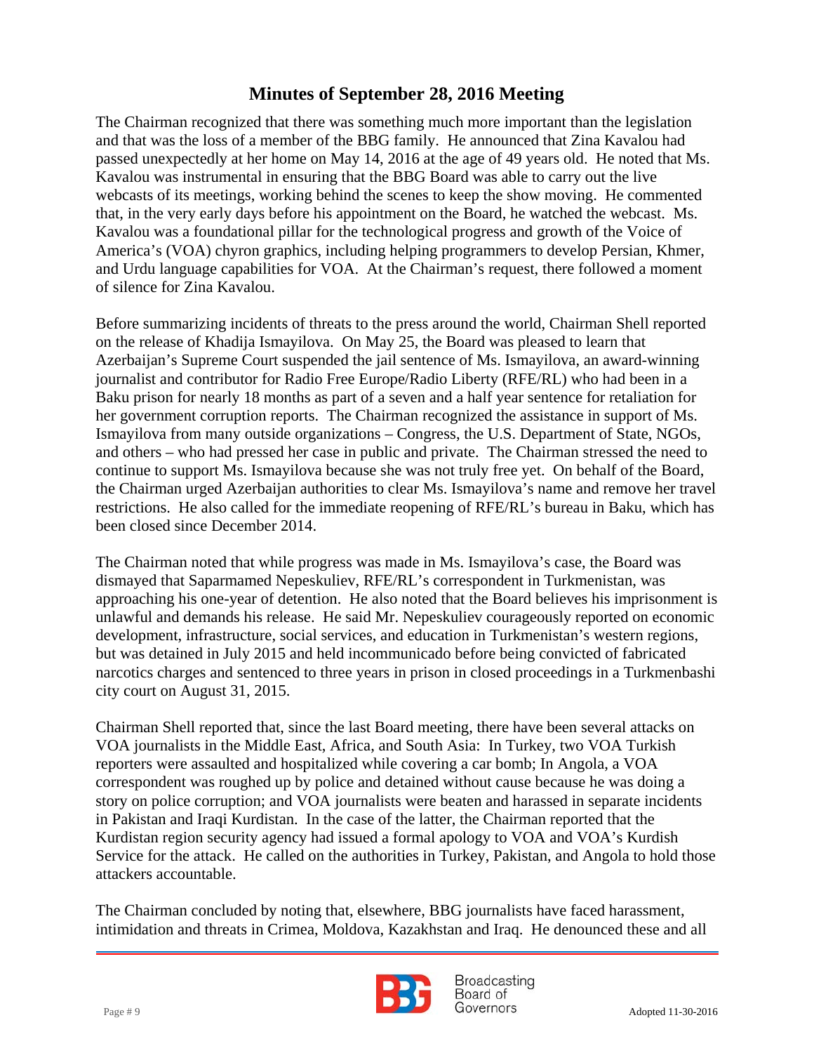# Minutes of September 28, 2016 Meeting

The Chairman recognized that there was something much more important than the legislation and that was the loss of a member of the BBG family. He announced that Zina Kavalou had passed unexpectedly at her home on May 14, 2016 at the age of 49 years old. He noted that Ms. Kavalou was instrumental in ensuring that the BBG Board was able to carry out the live webcasts of its meetings, working behind the scenes to keep the show moving. He commented that, in the very early days before his appointment on the Board, he watched the webcast. Ms. Kavalou was a foundational pillar for the technological progress and growth of the Voice of America's (VOA) chyron graphics, including helping programmers to develop Persian, Khmer, and Urdu language capabilities for VOA. At the Chairman's request, there followed a moment of silence for Zina Kavalou.

Before summarizing incidents of threats to the press around the world, Chairman Shell reported on the release of Khadija Ismayilova. On May 25, the Board was pleased to learn that Azerbaijan's Supreme Court suspended the jail sentence of Ms. Ismayilova, an award-winning journalist and contributor for Radio Free Europe/Radio Liberty (RFE/RL) who had been in a Baku prison for nearly 18 months as part of a seven and a half year sentence for retaliation for her government corruption reports. The Chairman recognized the assistance in support of Ms. Ismayilova from many outside organizations – Congress, the U.S. Department of State, NGOs, and others – who had pressed her case in public and private. The Chairman stressed the need to continue to support Ms. Ismayilova because she was not truly free yet. On behalf of the Board, the Chairman urged Azerbaijan authorities to clear Ms. Ismayilova's name and remove her travel restrictions. He also called for the immediate reopening of RFE/RL's bureau in Baku, which has been closed since December 2014.

The Chairman noted that while progress was made in Ms. Ismayilova's case, the Board was dismayed that Saparmamed Nepeskuliev, RFE/RL's correspondent in Turkmenistan, was approaching his one-year of detention. He also noted that the Board believes his imprisonment is unlawful and demands his release. He said Mr. Nepeskuliev courageously reported on economic development, infrastructure, social services, and education in Turkmenistan's western regions, but was detained in July 2015 and held incommunicado before being convicted of fabricated narcotics charges and sentenced to three years in prison in closed proceedings in a Turkmenbashi city court on August 31, 2015.

Chairman Shell reported that, since the last Board meeting, there have been several attacks on VOA journalists in the Middle East, Africa, and South Asia: In Turkey, two VOA Turkish reporters were assaulted and hospitalized while covering a car bomb; In Angola, a VOA correspondent was roughed up by police and detained without cause because he was doing a story on police corruption; and VOA journalists were beaten and harassed in separate incidents in Pakistan and Iraqi Kurdistan. In the case of the latter, the Chairman reported that the Kurdistan region security agency had issued a formal apology to VOA and VOA's Kurdish Service for the attack. He called on the authorities in Turkey, Pakistan, and Angola to hold those attackers accountable.

The Chairman concluded by noting that, elsewhere, BBG journalists have faced harassment, intimidation and threats in Crimea, Moldova, Kazakhstan and Iraq. He denounced these and all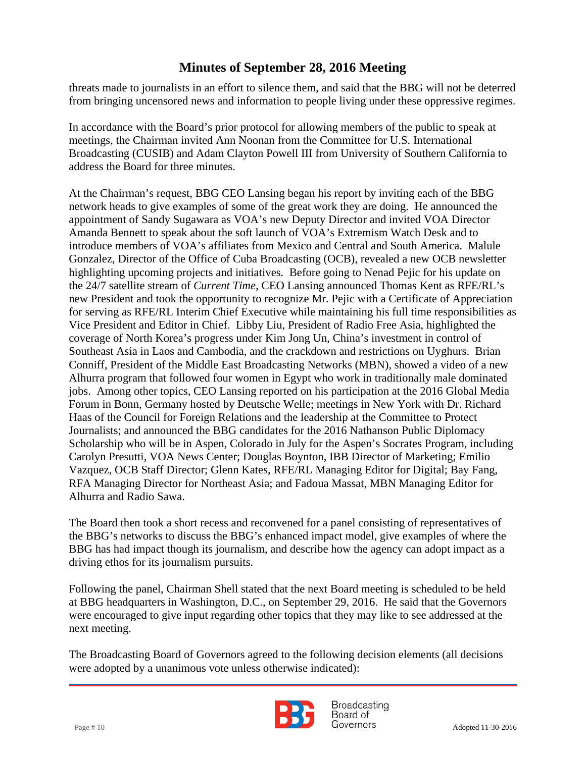threats made to journalists in an effort to silence them, and said that the BBG will not be deterred from bringing uncensored news and information to people living under these oppressive regimes.

In accordance with the Board's prior protocol for allowing members of the public to speak at meetings, the Chairman invited Ann Noonan from the Committee for U.S. International Broadcasting (CUSIB) and Adam Clayton Powell III from University of Southern California to address the Board for three minutes.

At the Chairman's request, BBG CEO Lansing began his report by inviting each of the BBG network heads to give examples of some of the great work they are doing. He announced the appointment of Sandy Sugawara as VOA's new Deputy Director and invited VOA Director Amanda Bennett to speak about the soft launch of VOA's Extremism Watch Desk and to introduce members of VOA's affiliates from Mexico and Central and South America. Malule Gonzalez, Director of the Office of Cuba Broadcasting (OCB), revealed a new OCB newsletter highlighting upcoming projects and initiatives. Before going to Nenad Pejic for his update on the 24/7 satellite stream of *Current Time*, CEO Lansing announced Thomas Kent as RFE/RL's new President and took the opportunity to recognize Mr. Pejic with a Certificate of Appreciation for serving as RFE/RL Interim Chief Executive while maintaining his full time responsibilities as Vice President and Editor in Chief. Libby Liu, President of Radio Free Asia, highlighted the coverage of North Korea's progress under Kim Jong Un, China's investment in control of Southeast Asia in Laos and Cambodia, and the crackdown and restrictions on Uyghurs. Brian Conniff, President of the Middle East Broadcasting Networks (MBN), showed a video of a new Alhurra program that followed four women in Egypt who work in traditionally male dominated jobs. Among other topics, CEO Lansing reported on his participation at the 2016 Global Media Forum in Bonn, Germany hosted by Deutsche Welle; meetings in New York with Dr. Richard Haas of the Council for Foreign Relations and the leadership at the Committee to Protect Journalists; and announced the BBG candidates for the 2016 Nathanson Public Diplomacy Scholarship who will be in Aspen, Colorado in July for the Aspen's Socrates Program, including Carolyn Presutti, VOA News Center; Douglas Boynton, IBB Director of Marketing; Emilio Vazquez, OCB Staff Director; Glenn Kates, RFE/RL Managing Editor for Digital; Bay Fang, RFA Managing Director for Northeast Asia; and Fadoua Massat, MBN Managing Editor for Alhurra and Radio Sawa.

The Board then took a short recess and reconvened for a panel consisting of representatives of the BBG's networks to discuss the BBG's enhanced impact model, give examples of where the BBG has had impact though its journalism, and describe how the agency can adopt impact as a driving ethos for its journalism pursuits.

Following the panel, Chairman Shell stated that the next Board meeting is scheduled to be held at BBG headquarters in Washington, D.C., on September 29, 2016. He said that the Governors were encouraged to give input regarding other topics that they may like to see addressed at the next meeting.

The Broadcasting Board of Governors agreed to the following decision elements (all decisions were adopted by a unanimous vote unless otherwise indicated):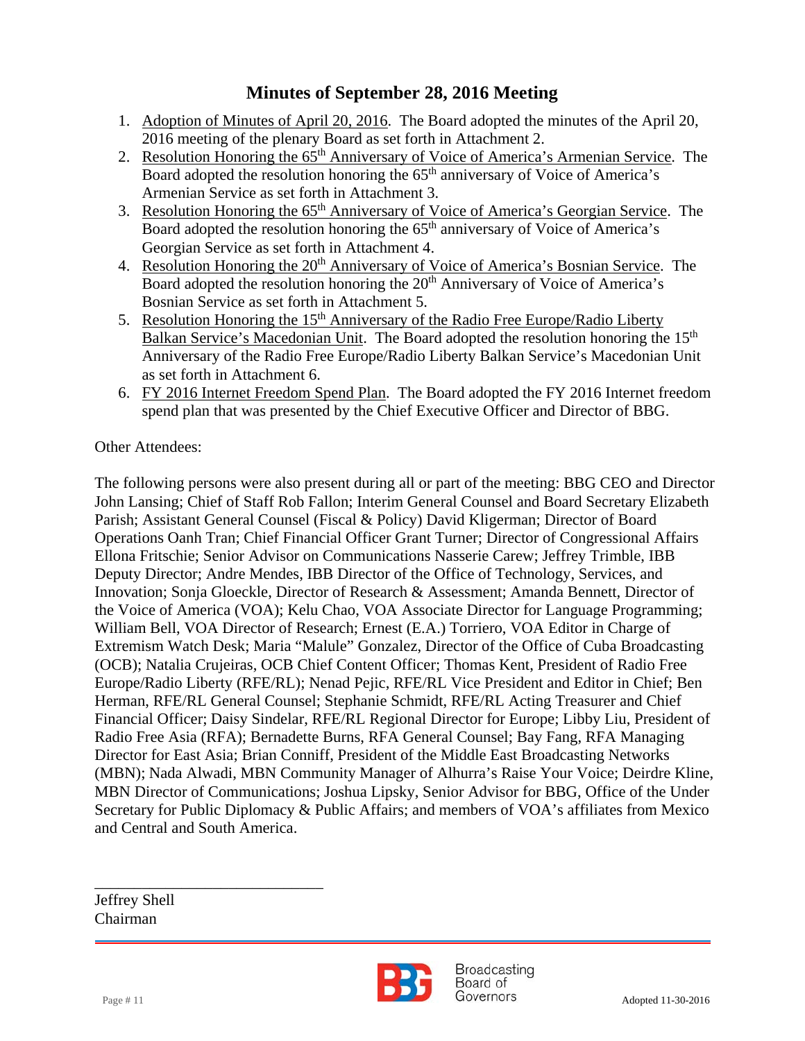## Minutes of September 28, 2016 Meeting

1. Adoption of Minutes of April 20, 2016. The Board adopted the minutes of the April 20, 2016 meeting of the plenary Board as set forth in Attachment 2.
2. Resolution Honoring the 65th Anniversary of Voice of America's Armenian Service. The Board adopted the resolution honoring the 65th anniversary of Voice of America's Armenian Service as set forth in Attachment 3.
3. Resolution Honoring the 65th Anniversary of Voice of America's Georgian Service. The Board adopted the resolution honoring the 65th anniversary of Voice of America's Georgian Service as set forth in Attachment 4.
4. Resolution Honoring the 20th Anniversary of Voice of America's Bosnian Service. The Board adopted the resolution honoring the 20th Anniversary of Voice of America's Bosnian Service as set forth in Attachment 5.
5. Resolution Honoring the 15th Anniversary of the Radio Free Europe/Radio Liberty Balkan Service's Macedonian Unit. The Board adopted the resolution honoring the 15th Anniversary of the Radio Free Europe/Radio Liberty Balkan Service's Macedonian Unit as set forth in Attachment 6.
6. FY 2016 Internet Freedom Spend Plan. The Board adopted the FY 2016 Internet freedom spend plan that was presented by the Chief Executive Officer and Director of BBG.

Other Attendees:

The following persons were also present during all or part of the meeting: BBG CEO and Director John Lansing; Chief of Staff Rob Fallon; Interim General Counsel and Board Secretary Elizabeth Parish; Assistant General Counsel (Fiscal & Policy) David Kligerman; Director of Board Operations Oanh Tran; Chief Financial Officer Grant Turner; Director of Congressional Affairs Ellona Fritschie; Senior Advisor on Communications Nasserie Carew; Jeffrey Trimble, IBB Deputy Director; Andre Mendes, IBB Director of the Office of Technology, Services, and Innovation; Sonja Gloeckle, Director of Research & Assessment; Amanda Bennett, Director of the Voice of America (VOA); Kelu Chao, VOA Associate Director for Language Programming; William Bell, VOA Director of Research; Ernest (E.A.) Torriero, VOA Editor in Charge of Extremism Watch Desk; Maria "Malule" Gonzalez, Director of the Office of Cuba Broadcasting (OCB); Natalia Crujeiras, OCB Chief Content Officer; Thomas Kent, President of Radio Free Europe/Radio Liberty (RFE/RL); Nenad Pejic, RFE/RL Vice President and Editor in Chief; Ben Herman, RFE/RL General Counsel; Stephanie Schmidt, RFE/RL Acting Treasurer and Chief Financial Officer; Daisy Sindelar, RFE/RL Regional Director for Europe; Libby Liu, President of Radio Free Asia (RFA); Bernadette Burns, RFA General Counsel; Bay Fang, RFA Managing Director for East Asia; Brian Conniff, President of the Middle East Broadcasting Networks (MBN); Nada Alwadi, MBN Community Manager of Alhurra's Raise Your Voice; Deirdre Kline, MBN Director of Communications; Joshua Lipsky, Senior Advisor for BBG, Office of the Under Secretary for Public Diplomacy & Public Affairs; and members of VOA's affiliates from Mexico and Central and South America.

\_\_\_\_\_\_\_\_\_\_\_\_\_\_\_\_\_\_\_\_\_\_\_\_\_\_\_\_\_\_

Jeffrey Shell
Chairman

Adopted 11-30-2016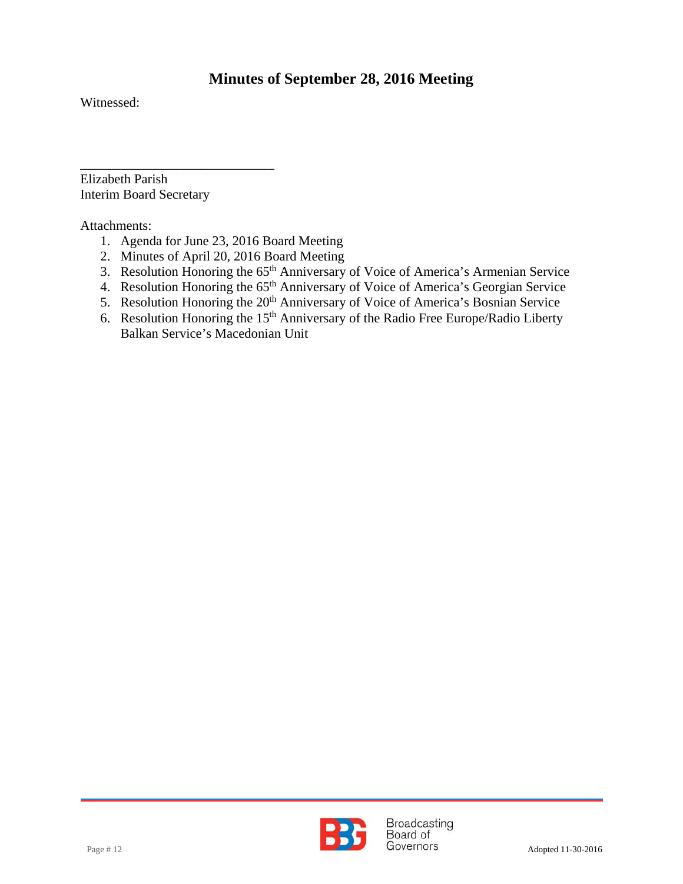## Minutes of September 28, 2016 Meeting

Witnessed:

\_\_\_\_\_\_\_\_\_\_\_\_\_\_\_\_\_\_\_\_\_\_\_\_\_\_\_\_\_\_

Elizabeth Parish
Interim Board Secretary

Attachments:

1. Agenda for June 23, 2016 Board Meeting
2. Minutes of April 20, 2016 Board Meeting
3. Resolution Honoring the 65th Anniversary of Voice of America's Armenian Service
4. Resolution Honoring the 65th Anniversary of Voice of America's Georgian Service
5. Resolution Honoring the 20th Anniversary of Voice of America's Bosnian Service
6. Resolution Honoring the 15th Anniversary of the Radio Free Europe/Radio Liberty Balkan Service's Macedonian Unit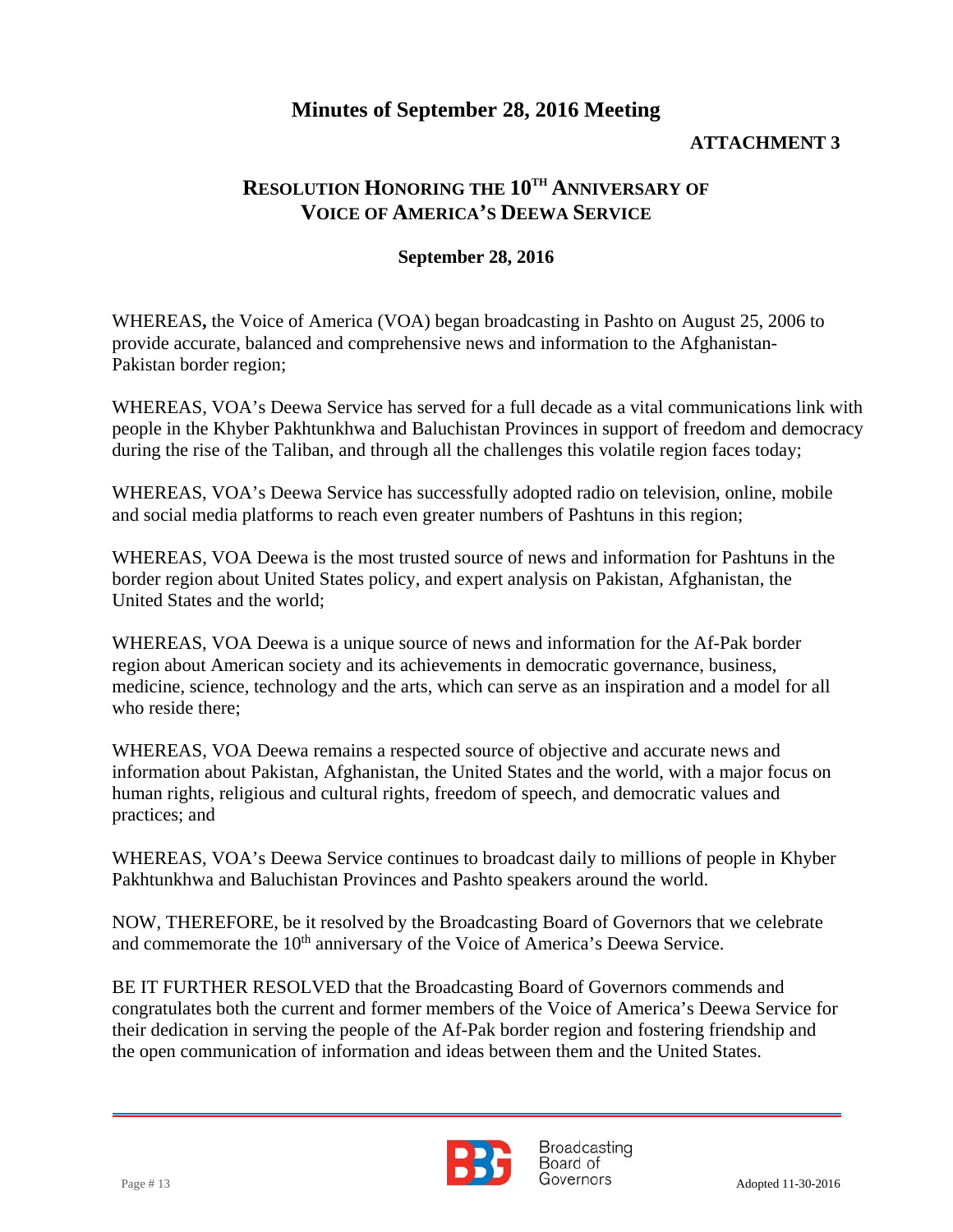# Minutes of September 28, 2016 Meeting

**ATTACHMENT 3**

## RESOLUTION HONORING THE 10TH ANNIVERSARY OF VOICE OF AMERICA'S DEEWA SERVICE

**September 28, 2016**

WHEREAS**,** the Voice of America (VOA) began broadcasting in Pashto on August 25, 2006 to provide accurate, balanced and comprehensive news and information to the Afghanistan-Pakistan border region;

WHEREAS, VOA's Deewa Service has served for a full decade as a vital communications link with people in the Khyber Pakhtunkhwa and Baluchistan Provinces in support of freedom and democracy during the rise of the Taliban, and through all the challenges this volatile region faces today;

WHEREAS, VOA's Deewa Service has successfully adopted radio on television, online, mobile and social media platforms to reach even greater numbers of Pashtuns in this region;

WHEREAS, VOA Deewa is the most trusted source of news and information for Pashtuns in the border region about United States policy, and expert analysis on Pakistan, Afghanistan, the United States and the world;

WHEREAS, VOA Deewa is a unique source of news and information for the Af-Pak border region about American society and its achievements in democratic governance, business, medicine, science, technology and the arts, which can serve as an inspiration and a model for all who reside there;

WHEREAS, VOA Deewa remains a respected source of objective and accurate news and information about Pakistan, Afghanistan, the United States and the world, with a major focus on human rights, religious and cultural rights, freedom of speech, and democratic values and practices; and

WHEREAS, VOA's Deewa Service continues to broadcast daily to millions of people in Khyber Pakhtunkhwa and Baluchistan Provinces and Pashto speakers around the world.

NOW, THEREFORE, be it resolved by the Broadcasting Board of Governors that we celebrate and commemorate the 10th anniversary of the Voice of America's Deewa Service.

BE IT FURTHER RESOLVED that the Broadcasting Board of Governors commends and congratulates both the current and former members of the Voice of America's Deewa Service for their dedication in serving the people of the Af-Pak border region and fostering friendship and the open communication of information and ideas between them and the United States.

Adopted 11-30-2016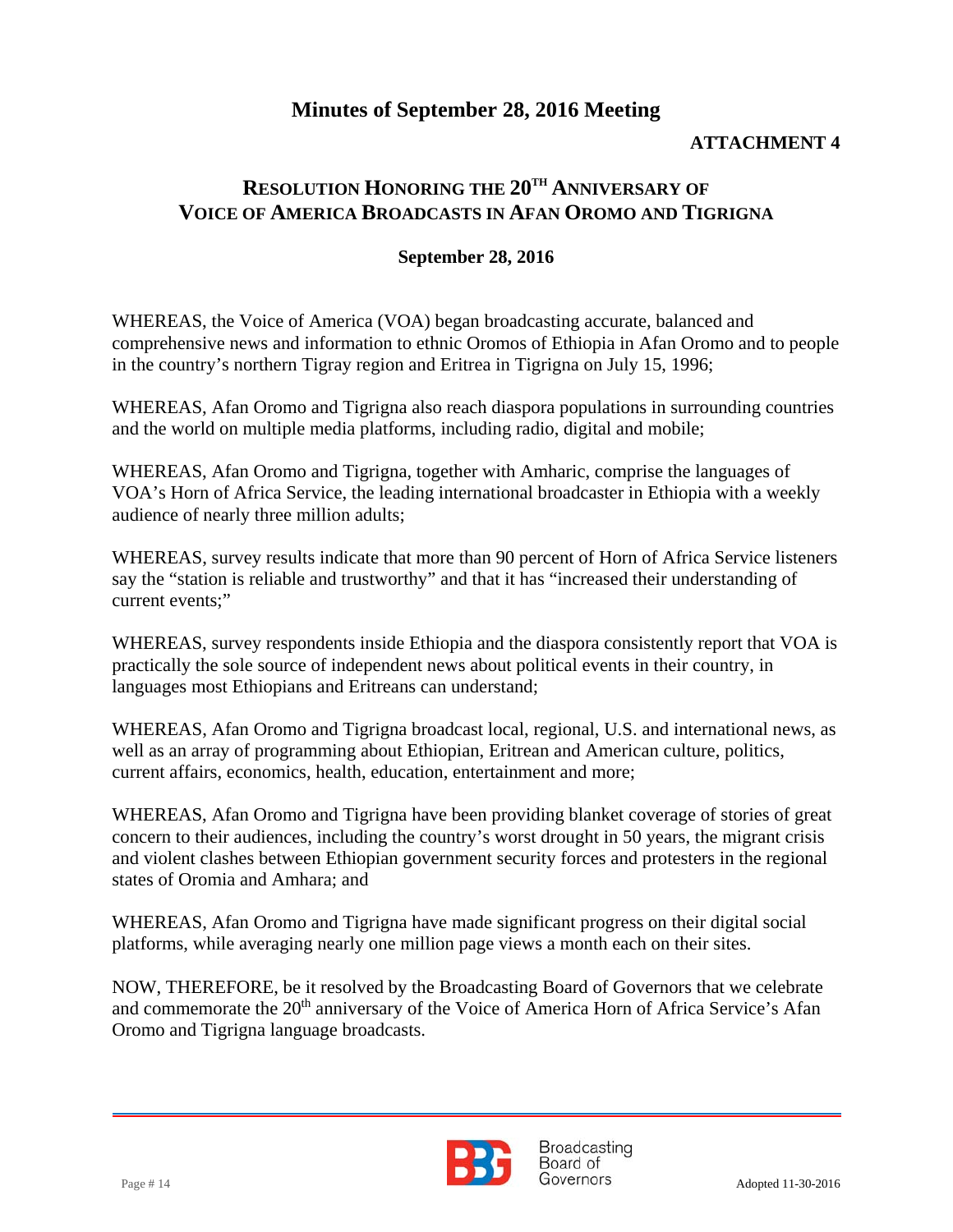# Minutes of September 28, 2016 Meeting

**ATTACHMENT 4**

## Resolution Honoring the 20th Anniversary of Voice of America Broadcasts in Afan Oromo and Tigrigna

**September 28, 2016**

WHEREAS, the Voice of America (VOA) began broadcasting accurate, balanced and comprehensive news and information to ethnic Oromos of Ethiopia in Afan Oromo and to people in the country's northern Tigray region and Eritrea in Tigrigna on July 15, 1996;

WHEREAS, Afan Oromo and Tigrigna also reach diaspora populations in surrounding countries and the world on multiple media platforms, including radio, digital and mobile;

WHEREAS, Afan Oromo and Tigrigna, together with Amharic, comprise the languages of VOA's Horn of Africa Service, the leading international broadcaster in Ethiopia with a weekly audience of nearly three million adults;

WHEREAS, survey results indicate that more than 90 percent of Horn of Africa Service listeners say the "station is reliable and trustworthy" and that it has "increased their understanding of current events;"

WHEREAS, survey respondents inside Ethiopia and the diaspora consistently report that VOA is practically the sole source of independent news about political events in their country, in languages most Ethiopians and Eritreans can understand;

WHEREAS, Afan Oromo and Tigrigna broadcast local, regional, U.S. and international news, as well as an array of programming about Ethiopian, Eritrean and American culture, politics, current affairs, economics, health, education, entertainment and more;

WHEREAS, Afan Oromo and Tigrigna have been providing blanket coverage of stories of great concern to their audiences, including the country's worst drought in 50 years, the migrant crisis and violent clashes between Ethiopian government security forces and protesters in the regional states of Oromia and Amhara; and

WHEREAS, Afan Oromo and Tigrigna have made significant progress on their digital social platforms, while averaging nearly one million page views a month each on their sites.

NOW, THEREFORE, be it resolved by the Broadcasting Board of Governors that we celebrate and commemorate the 20th anniversary of the Voice of America Horn of Africa Service's Afan Oromo and Tigrigna language broadcasts.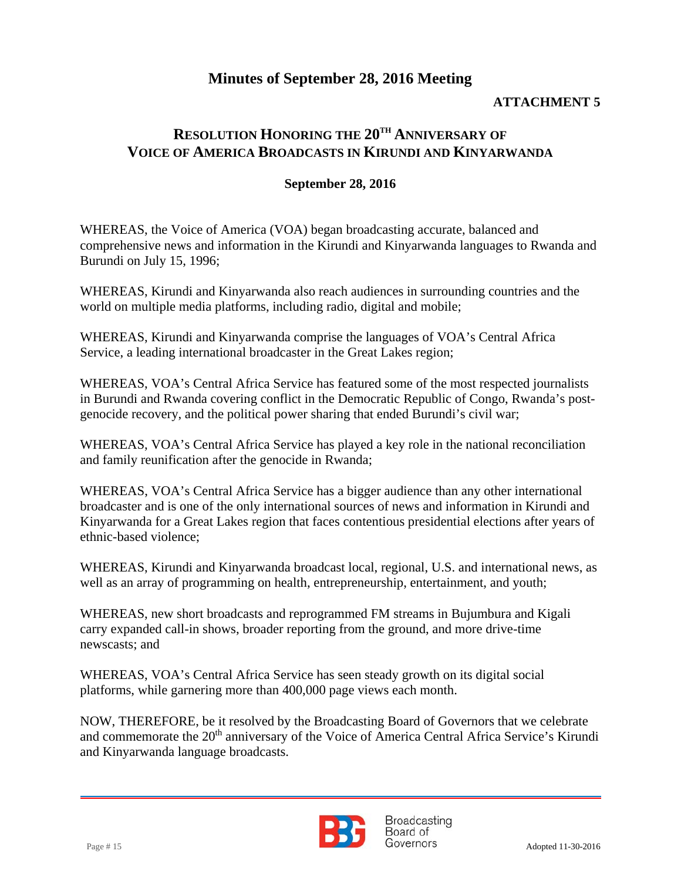# Minutes of September 28, 2016 Meeting

**ATTACHMENT 5**

## RESOLUTION HONORING THE 20TH ANNIVERSARY OF VOICE OF AMERICA BROADCASTS IN KIRUNDI AND KINYARWANDA

**September 28, 2016**

WHEREAS, the Voice of America (VOA) began broadcasting accurate, balanced and comprehensive news and information in the Kirundi and Kinyarwanda languages to Rwanda and Burundi on July 15, 1996;

WHEREAS, Kirundi and Kinyarwanda also reach audiences in surrounding countries and the world on multiple media platforms, including radio, digital and mobile;

WHEREAS, Kirundi and Kinyarwanda comprise the languages of VOA's Central Africa Service, a leading international broadcaster in the Great Lakes region;

WHEREAS, VOA's Central Africa Service has featured some of the most respected journalists in Burundi and Rwanda covering conflict in the Democratic Republic of Congo, Rwanda's post-genocide recovery, and the political power sharing that ended Burundi's civil war;

WHEREAS, VOA's Central Africa Service has played a key role in the national reconciliation and family reunification after the genocide in Rwanda;

WHEREAS, VOA's Central Africa Service has a bigger audience than any other international broadcaster and is one of the only international sources of news and information in Kirundi and Kinyarwanda for a Great Lakes region that faces contentious presidential elections after years of ethnic-based violence;

WHEREAS, Kirundi and Kinyarwanda broadcast local, regional, U.S. and international news, as well as an array of programming on health, entrepreneurship, entertainment, and youth;

WHEREAS, new short broadcasts and reprogrammed FM streams in Bujumbura and Kigali carry expanded call-in shows, broader reporting from the ground, and more drive-time newscasts; and

WHEREAS, VOA's Central Africa Service has seen steady growth on its digital social platforms, while garnering more than 400,000 page views each month.

NOW, THEREFORE, be it resolved by the Broadcasting Board of Governors that we celebrate and commemorate the 20th anniversary of the Voice of America Central Africa Service's Kirundi and Kinyarwanda language broadcasts.

Adopted 11-30-2016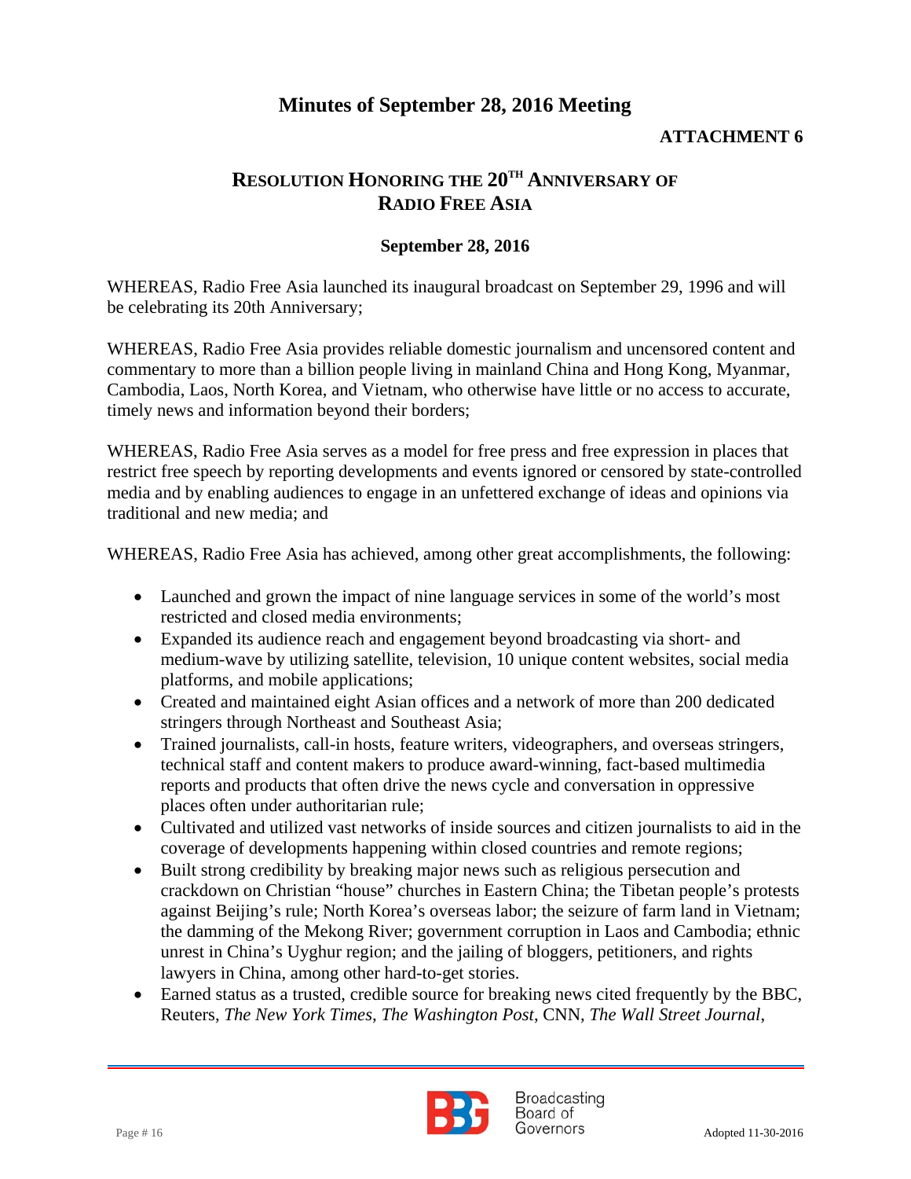# Minutes of September 28, 2016 Meeting

**ATTACHMENT 6**

## RESOLUTION HONORING THE 20TH ANNIVERSARY OF RADIO FREE ASIA

**September 28, 2016**

WHEREAS, Radio Free Asia launched its inaugural broadcast on September 29, 1996 and will be celebrating its 20th Anniversary;

WHEREAS, Radio Free Asia provides reliable domestic journalism and uncensored content and commentary to more than a billion people living in mainland China and Hong Kong, Myanmar, Cambodia, Laos, North Korea, and Vietnam, who otherwise have little or no access to accurate, timely news and information beyond their borders;

WHEREAS, Radio Free Asia serves as a model for free press and free expression in places that restrict free speech by reporting developments and events ignored or censored by state-controlled media and by enabling audiences to engage in an unfettered exchange of ideas and opinions via traditional and new media; and

WHEREAS, Radio Free Asia has achieved, among other great accomplishments, the following:

- Launched and grown the impact of nine language services in some of the world's most restricted and closed media environments;
- Expanded its audience reach and engagement beyond broadcasting via short- and medium-wave by utilizing satellite, television, 10 unique content websites, social media platforms, and mobile applications;
- Created and maintained eight Asian offices and a network of more than 200 dedicated stringers through Northeast and Southeast Asia;
- Trained journalists, call-in hosts, feature writers, videographers, and overseas stringers, technical staff and content makers to produce award-winning, fact-based multimedia reports and products that often drive the news cycle and conversation in oppressive places often under authoritarian rule;
- Cultivated and utilized vast networks of inside sources and citizen journalists to aid in the coverage of developments happening within closed countries and remote regions;
- Built strong credibility by breaking major news such as religious persecution and crackdown on Christian "house" churches in Eastern China; the Tibetan people's protests against Beijing's rule; North Korea's overseas labor; the seizure of farm land in Vietnam; the damming of the Mekong River; government corruption in Laos and Cambodia; ethnic unrest in China's Uyghur region; and the jailing of bloggers, petitioners, and rights lawyers in China, among other hard-to-get stories.
- Earned status as a trusted, credible source for breaking news cited frequently by the BBC, Reuters, *The New York Times*, *The Washington Post*, CNN, *The Wall Street Journal*,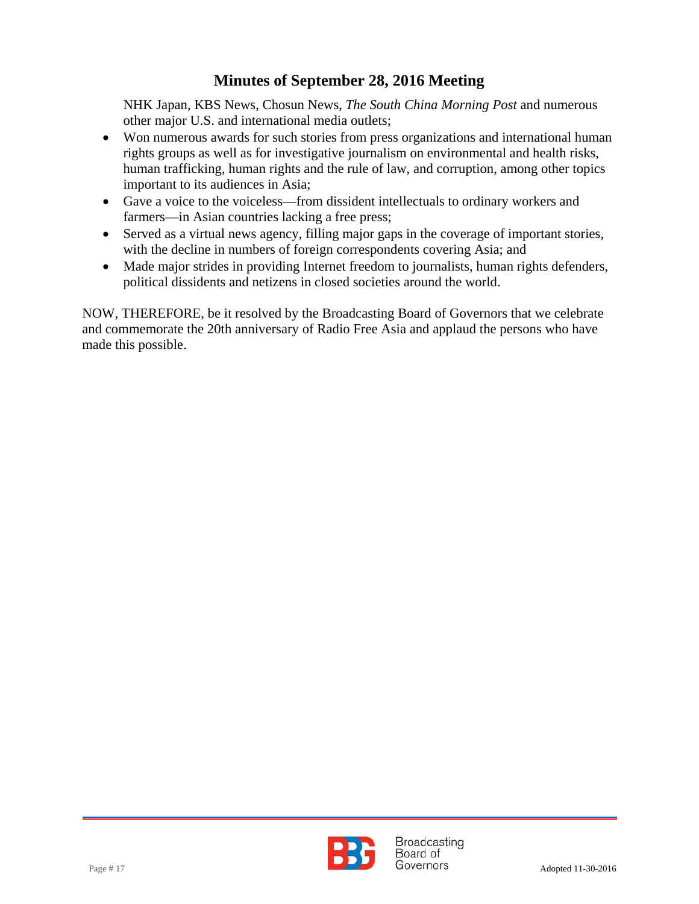NHK Japan, KBS News, Chosun News, *The South China Morning Post* and numerous other major U.S. and international media outlets;

- Won numerous awards for such stories from press organizations and international human rights groups as well as for investigative journalism on environmental and health risks, human trafficking, human rights and the rule of law, and corruption, among other topics important to its audiences in Asia;
- Gave a voice to the voiceless—from dissident intellectuals to ordinary workers and farmers—in Asian countries lacking a free press;
- Served as a virtual news agency, filling major gaps in the coverage of important stories, with the decline in numbers of foreign correspondents covering Asia; and
- Made major strides in providing Internet freedom to journalists, human rights defenders, political dissidents and netizens in closed societies around the world.

NOW, THEREFORE, be it resolved by the Broadcasting Board of Governors that we celebrate and commemorate the 20th anniversary of Radio Free Asia and applaud the persons who have made this possible.